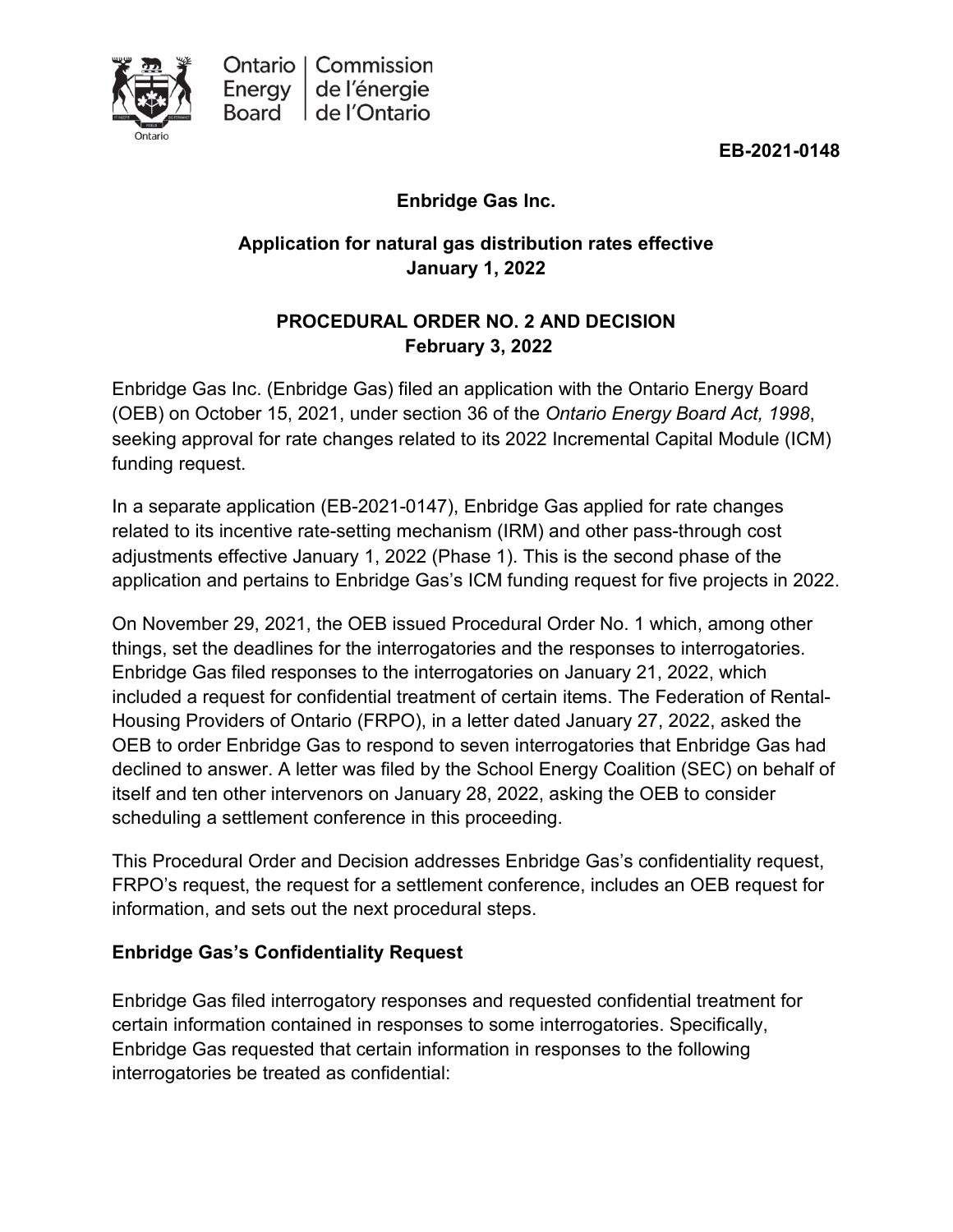Ontario Energy Board | Commission de l'énergie de l'Ontario

**EB-2021-0148**

**Enbridge Gas Inc.**

**Application for natural gas distribution rates effective January 1, 2022**

**PROCEDURAL ORDER NO. 2 AND DECISION**
**February 3, 2022**

Enbridge Gas Inc. (Enbridge Gas) filed an application with the Ontario Energy Board (OEB) on October 15, 2021, under section 36 of the *Ontario Energy Board Act, 1998*, seeking approval for rate changes related to its 2022 Incremental Capital Module (ICM) funding request.

In a separate application (EB-2021-0147), Enbridge Gas applied for rate changes related to its incentive rate-setting mechanism (IRM) and other pass-through cost adjustments effective January 1, 2022 (Phase 1). This is the second phase of the application and pertains to Enbridge Gas's ICM funding request for five projects in 2022.

On November 29, 2021, the OEB issued Procedural Order No. 1 which, among other things, set the deadlines for the interrogatories and the responses to interrogatories. Enbridge Gas filed responses to the interrogatories on January 21, 2022, which included a request for confidential treatment of certain items. The Federation of Rental-Housing Providers of Ontario (FRPO), in a letter dated January 27, 2022, asked the OEB to order Enbridge Gas to respond to seven interrogatories that Enbridge Gas had declined to answer. A letter was filed by the School Energy Coalition (SEC) on behalf of itself and ten other intervenors on January 28, 2022, asking the OEB to consider scheduling a settlement conference in this proceeding.

This Procedural Order and Decision addresses Enbridge Gas's confidentiality request, FRPO's request, the request for a settlement conference, includes an OEB request for information, and sets out the next procedural steps.

### Enbridge Gas's Confidentiality Request

Enbridge Gas filed interrogatory responses and requested confidential treatment for certain information contained in responses to some interrogatories. Specifically, Enbridge Gas requested that certain information in responses to the following interrogatories be treated as confidential: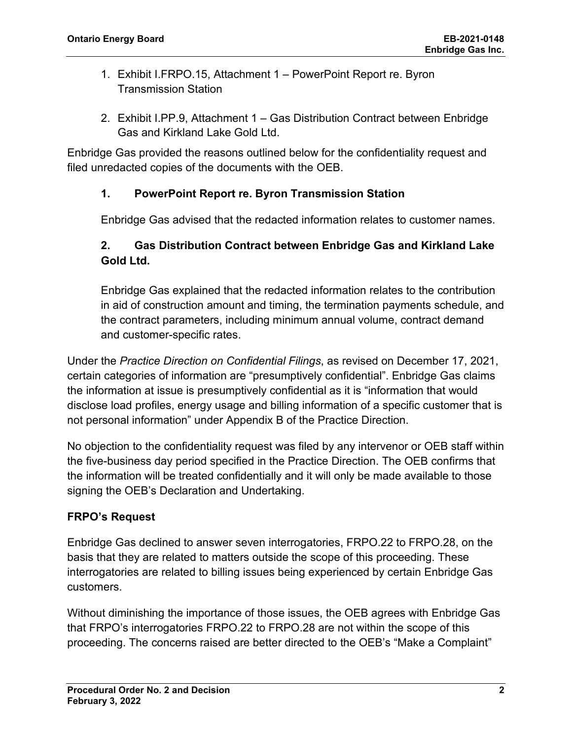1. Exhibit I.FRPO.15, Attachment 1 – PowerPoint Report re. Byron Transmission Station

2. Exhibit I.PP.9, Attachment 1 – Gas Distribution Contract between Enbridge Gas and Kirkland Lake Gold Ltd.

Enbridge Gas provided the reasons outlined below for the confidentiality request and filed unredacted copies of the documents with the OEB.

**1. PowerPoint Report re. Byron Transmission Station**

Enbridge Gas advised that the redacted information relates to customer names.

**2. Gas Distribution Contract between Enbridge Gas and Kirkland Lake Gold Ltd.**

Enbridge Gas explained that the redacted information relates to the contribution in aid of construction amount and timing, the termination payments schedule, and the contract parameters, including minimum annual volume, contract demand and customer-specific rates.

Under the *Practice Direction on Confidential Filings*, as revised on December 17, 2021, certain categories of information are "presumptively confidential". Enbridge Gas claims the information at issue is presumptively confidential as it is "information that would disclose load profiles, energy usage and billing information of a specific customer that is not personal information" under Appendix B of the Practice Direction.

No objection to the confidentiality request was filed by any intervenor or OEB staff within the five-business day period specified in the Practice Direction. The OEB confirms that the information will be treated confidentially and it will only be made available to those signing the OEB's Declaration and Undertaking.

**FRPO's Request**

Enbridge Gas declined to answer seven interrogatories, FRPO.22 to FRPO.28, on the basis that they are related to matters outside the scope of this proceeding. These interrogatories are related to billing issues being experienced by certain Enbridge Gas customers.

Without diminishing the importance of those issues, the OEB agrees with Enbridge Gas that FRPO's interrogatories FRPO.22 to FRPO.28 are not within the scope of this proceeding. The concerns raised are better directed to the OEB's "Make a Complaint"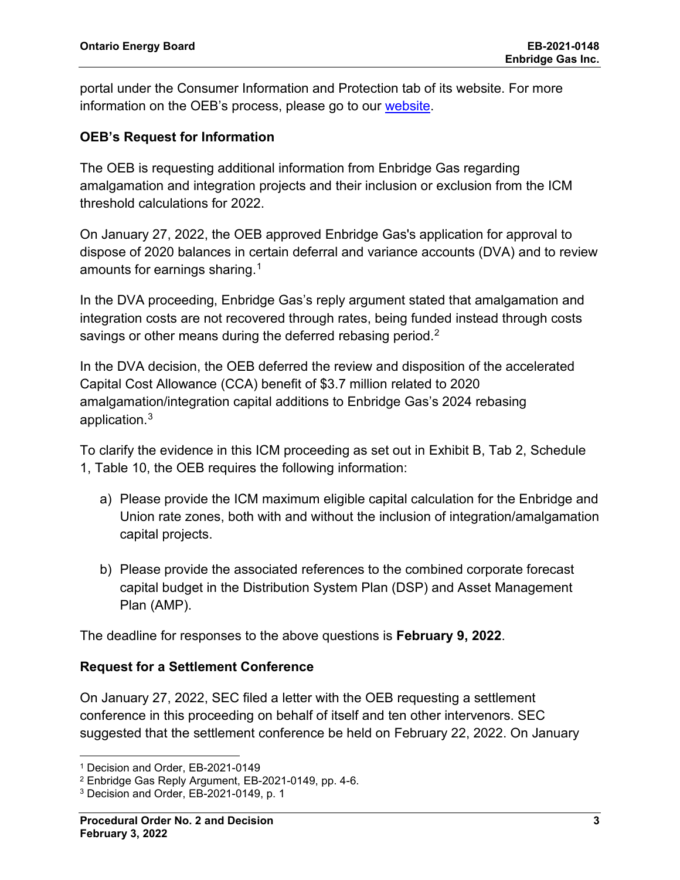portal under the Consumer Information and Protection tab of its website. For more information on the OEB's process, please go to our website.

**OEB's Request for Information**

The OEB is requesting additional information from Enbridge Gas regarding amalgamation and integration projects and their inclusion or exclusion from the ICM threshold calculations for 2022.

On January 27, 2022, the OEB approved Enbridge Gas's application for approval to dispose of 2020 balances in certain deferral and variance accounts (DVA) and to review amounts for earnings sharing.[1]

In the DVA proceeding, Enbridge Gas's reply argument stated that amalgamation and integration costs are not recovered through rates, being funded instead through costs savings or other means during the deferred rebasing period.[2]

In the DVA decision, the OEB deferred the review and disposition of the accelerated Capital Cost Allowance (CCA) benefit of $3.7 million related to 2020 amalgamation/integration capital additions to Enbridge Gas's 2024 rebasing application.[3]

To clarify the evidence in this ICM proceeding as set out in Exhibit B, Tab 2, Schedule 1, Table 10, the OEB requires the following information:

a) Please provide the ICM maximum eligible capital calculation for the Enbridge and Union rate zones, both with and without the inclusion of integration/amalgamation capital projects.

b) Please provide the associated references to the combined corporate forecast capital budget in the Distribution System Plan (DSP) and Asset Management Plan (AMP).

The deadline for responses to the above questions is **February 9, 2022**.

**Request for a Settlement Conference**

On January 27, 2022, SEC filed a letter with the OEB requesting a settlement conference in this proceeding on behalf of itself and ten other intervenors. SEC suggested that the settlement conference be held on February 22, 2022. On January

---

[1] Decision and Order, EB-2021-0149

[2] Enbridge Gas Reply Argument, EB-2021-0149, pp. 4-6.

[3] Decision and Order, EB-2021-0149, p. 1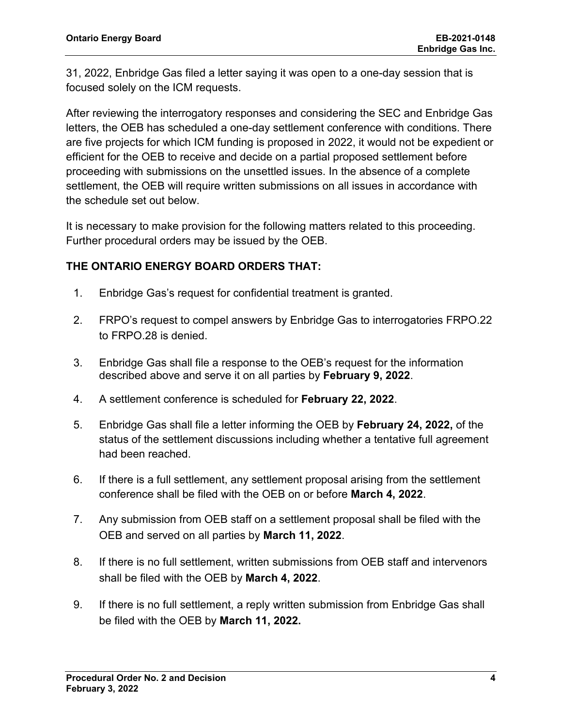31, 2022, Enbridge Gas filed a letter saying it was open to a one-day session that is focused solely on the ICM requests.

After reviewing the interrogatory responses and considering the SEC and Enbridge Gas letters, the OEB has scheduled a one-day settlement conference with conditions. There are five projects for which ICM funding is proposed in 2022, it would not be expedient or efficient for the OEB to receive and decide on a partial proposed settlement before proceeding with submissions on the unsettled issues. In the absence of a complete settlement, the OEB will require written submissions on all issues in accordance with the schedule set out below.

It is necessary to make provision for the following matters related to this proceeding. Further procedural orders may be issued by the OEB.

**THE ONTARIO ENERGY BOARD ORDERS THAT:**

1. Enbridge Gas's request for confidential treatment is granted.
2. FRPO's request to compel answers by Enbridge Gas to interrogatories FRPO.22 to FRPO.28 is denied.
3. Enbridge Gas shall file a response to the OEB's request for the information described above and serve it on all parties by **February 9, 2022**.
4. A settlement conference is scheduled for **February 22, 2022**.
5. Enbridge Gas shall file a letter informing the OEB by **February 24, 2022,** of the status of the settlement discussions including whether a tentative full agreement had been reached.
6. If there is a full settlement, any settlement proposal arising from the settlement conference shall be filed with the OEB on or before **March 4, 2022**.
7. Any submission from OEB staff on a settlement proposal shall be filed with the OEB and served on all parties by **March 11, 2022**.
8. If there is no full settlement, written submissions from OEB staff and intervenors shall be filed with the OEB by **March 4, 2022**.
9. If there is no full settlement, a reply written submission from Enbridge Gas shall be filed with the OEB by **March 11, 2022.**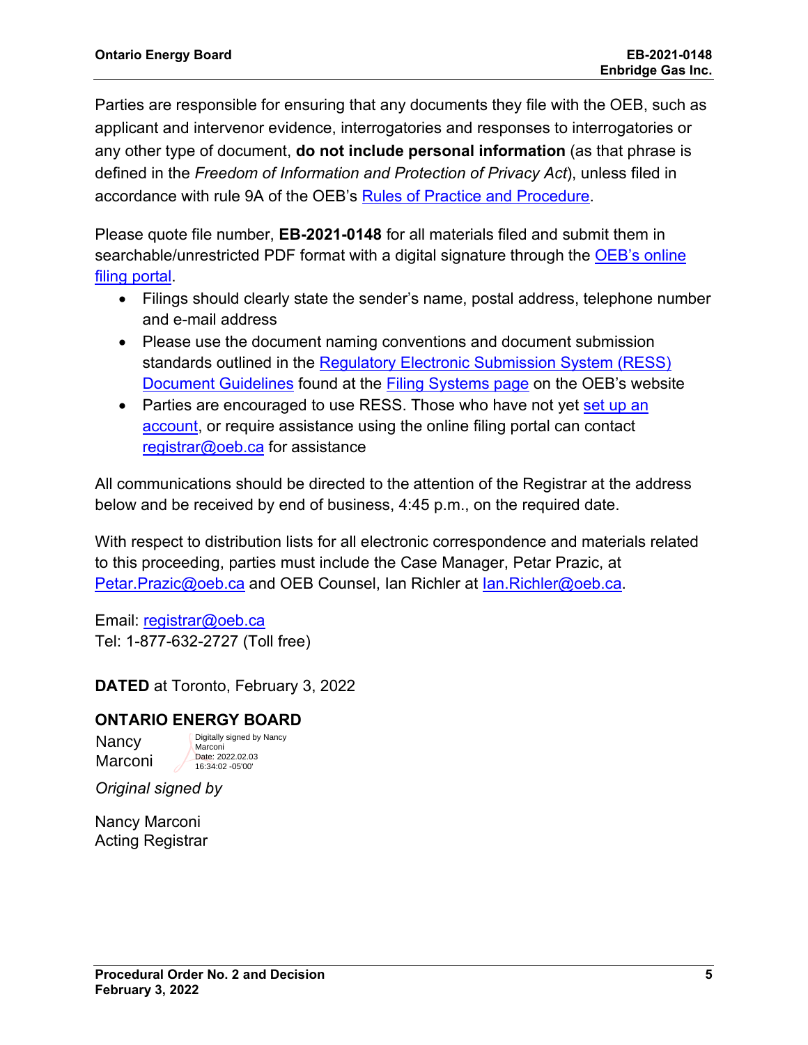Parties are responsible for ensuring that any documents they file with the OEB, such as applicant and intervenor evidence, interrogatories and responses to interrogatories or any other type of document, **do not include personal information** (as that phrase is defined in the *Freedom of Information and Protection of Privacy Act*), unless filed in accordance with rule 9A of the OEB's Rules of Practice and Procedure.

Please quote file number, **EB-2021-0148** for all materials filed and submit them in searchable/unrestricted PDF format with a digital signature through the OEB's online filing portal.

- Filings should clearly state the sender's name, postal address, telephone number and e-mail address
- Please use the document naming conventions and document submission standards outlined in the Regulatory Electronic Submission System (RESS) Document Guidelines found at the Filing Systems page on the OEB's website
- Parties are encouraged to use RESS. Those who have not yet set up an account, or require assistance using the online filing portal can contact registrar@oeb.ca for assistance

All communications should be directed to the attention of the Registrar at the address below and be received by end of business, 4:45 p.m., on the required date.

With respect to distribution lists for all electronic correspondence and materials related to this proceeding, parties must include the Case Manager, Petar Prazic, at Petar.Prazic@oeb.ca and OEB Counsel, Ian Richler at Ian.Richler@oeb.ca.

Email: registrar@oeb.ca
Tel: 1-877-632-2727 (Toll free)

**DATED** at Toronto, February 3, 2022

**ONTARIO ENERGY BOARD**

Nancy Marconi
Digitally signed by Nancy Marconi
Date: 2022.02.03 16:34:02 -05'00'

*Original signed by*

Nancy Marconi
Acting Registrar